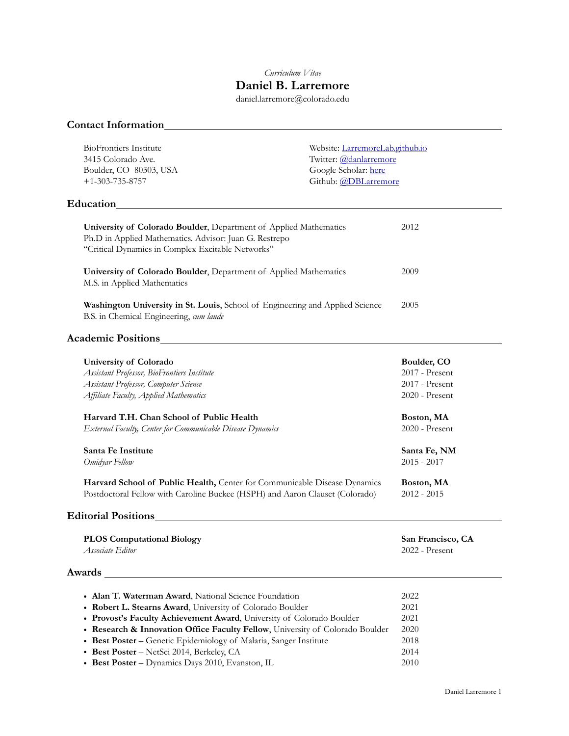*Curriculum Vitae*

# Daniel B. Larremore

daniel.larremore@colorado.edu

## Contact Information

BioFrontiers Institute
3415 Colorado Ave.
Boulder, CO 80303, USA
+1-303-735-8757

Website: [LarremoreLab.github.io](LarremoreLab.github.io)
Twitter: [@danlarremore]()
Google Scholar: [here]()
Github: [@DBLarremore]()

## Education

**University of Colorado Boulder**, Department of Applied Mathematics — 2012
Ph.D in Applied Mathematics. Advisor: Juan G. Restrepo
"Critical Dynamics in Complex Excitable Networks"

**University of Colorado Boulder**, Department of Applied Mathematics — 2009
M.S. in Applied Mathematics

**Washington University in St. Louis**, School of Engineering and Applied Science — 2005
B.S. in Chemical Engineering, *cum laude*

## Academic Positions

**University of Colorado** — **Boulder, CO**
*Assistant Professor, BioFrontiers Institute* — 2017 - Present
*Assistant Professor, Computer Science* — 2017 - Present
*Affiliate Faculty, Applied Mathematics* — 2020 - Present

**Harvard T.H. Chan School of Public Health** — **Boston, MA**
*External Faculty, Center for Communicable Disease Dynamics* — 2020 - Present

**Santa Fe Institute** — **Santa Fe, NM**
*Omidyar Fellow* — 2015 - 2017

**Harvard School of Public Health,** Center for Communicable Disease Dynamics — **Boston, MA**
Postdoctoral Fellow with Caroline Buckee (HSPH) and Aaron Clauset (Colorado) — 2012 - 2015

## Editorial Positions

**PLOS Computational Biology** — **San Francisco, CA**
*Associate Editor* — 2022 - Present

## Awards

- **Alan T. Waterman Award**, National Science Foundation — 2022
- **Robert L. Stearns Award**, University of Colorado Boulder — 2021
- **Provost's Faculty Achievement Award**, University of Colorado Boulder — 2021
- **Research & Innovation Office Faculty Fellow**, University of Colorado Boulder — 2020
- **Best Poster** – Genetic Epidemiology of Malaria, Sanger Institute — 2018
- **Best Poster** – NetSci 2014, Berkeley, CA — 2014
- **Best Poster** – Dynamics Days 2010, Evanston, IL — 2010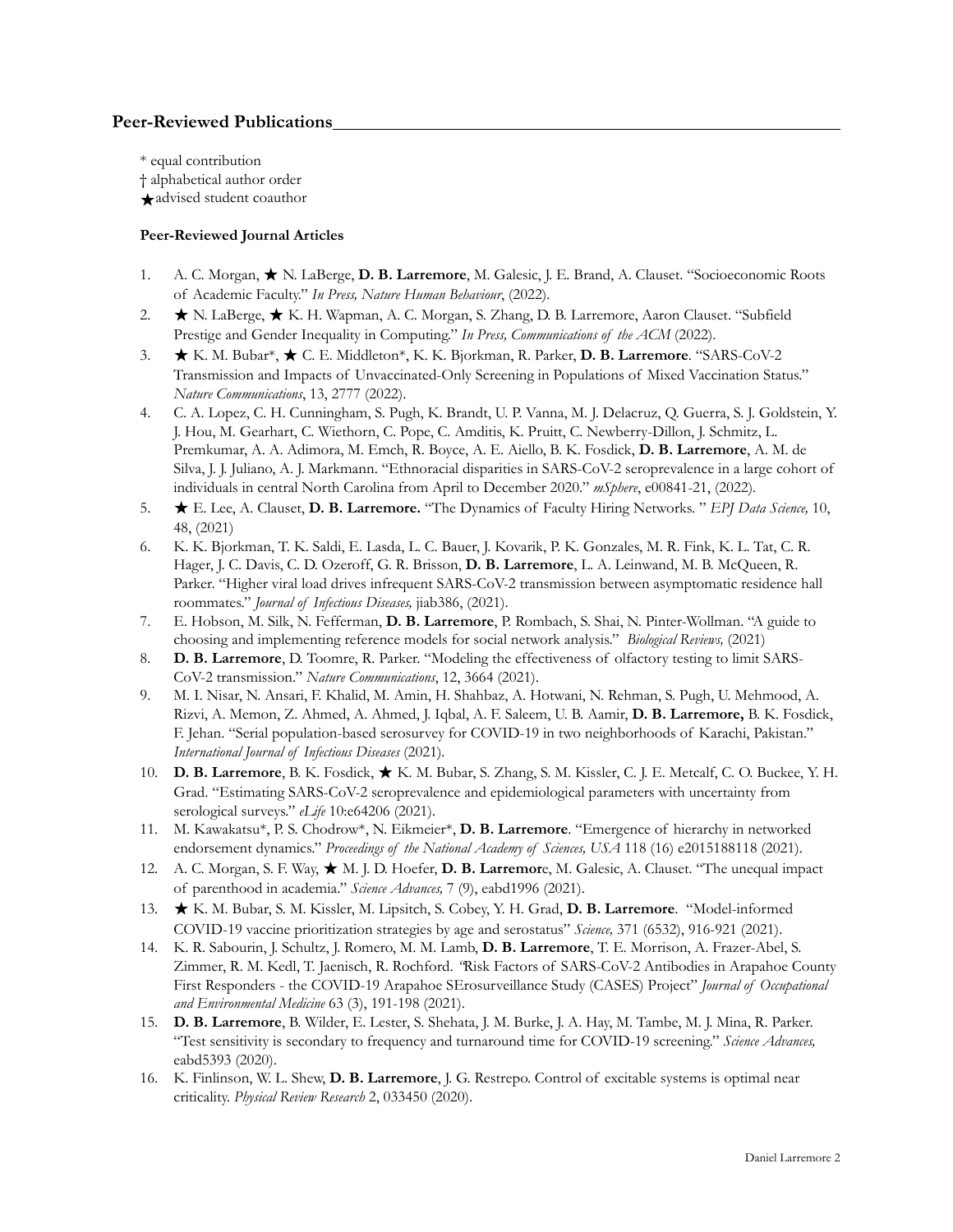## Peer-Reviewed Publications

\* equal contribution
† alphabetical author order
★advised student coauthor

### Peer-Reviewed Journal Articles

1. A. C. Morgan, ★ N. LaBerge, **D. B. Larremore**, M. Galesic, J. E. Brand, A. Clauset. "Socioeconomic Roots of Academic Faculty." *In Press, Nature Human Behaviour*, (2022).
2. ★ N. LaBerge, ★ K. H. Wapman, A. C. Morgan, S. Zhang, D. B. Larremore, Aaron Clauset. "Subfield Prestige and Gender Inequality in Computing." *In Press, Communications of the ACM* (2022).
3. ★ K. M. Bubar*, ★ C. E. Middleton*, K. K. Bjorkman, R. Parker, **D. B. Larremore**. "SARS-CoV-2 Transmission and Impacts of Unvaccinated-Only Screening in Populations of Mixed Vaccination Status." *Nature Communications*, 13, 2777 (2022).
4. C. A. Lopez, C. H. Cunningham, S. Pugh, K. Brandt, U. P. Vanna, M. J. Delacruz, Q. Guerra, S. J. Goldstein, Y. J. Hou, M. Gearhart, C. Wiethorn, C. Pope, C. Amditis, K. Pruitt, C. Newberry-Dillon, J. Schmitz, L. Premkumar, A. A. Adimora, M. Emch, R. Boyce, A. E. Aiello, B. K. Fosdick, **D. B. Larremore**, A. M. de Silva, J. J. Juliano, A. J. Markmann. "Ethnoracial disparities in SARS-CoV-2 seroprevalence in a large cohort of individuals in central North Carolina from April to December 2020." *mSphere*, e00841-21, (2022).
5. ★ E. Lee, A. Clauset, **D. B. Larremore.** "The Dynamics of Faculty Hiring Networks. " *EPJ Data Science,* 10, 48, (2021)
6. K. K. Bjorkman, T. K. Saldi, E. Lasda, L. C. Bauer, J. Kovarik, P. K. Gonzales, M. R. Fink, K. L. Tat, C. R. Hager, J. C. Davis, C. D. Ozeroff, G. R. Brisson, **D. B. Larremore**, L. A. Leinwand, M. B. McQueen, R. Parker. "Higher viral load drives infrequent SARS-CoV-2 transmission between asymptomatic residence hall roommates." *Journal of Infectious Diseases,* jiab386, (2021).
7. E. Hobson, M. Silk, N. Fefferman, **D. B. Larremore**, P. Rombach, S. Shai, N. Pinter-Wollman. "A guide to choosing and implementing reference models for social network analysis." *Biological Reviews,* (2021)
8. **D. B. Larremore**, D. Toomre, R. Parker. "Modeling the effectiveness of olfactory testing to limit SARS-CoV-2 transmission." *Nature Communications*, 12, 3664 (2021).
9. M. I. Nisar, N. Ansari, F. Khalid, M. Amin, H. Shahbaz, A. Hotwani, N. Rehman, S. Pugh, U. Mehmood, A. Rizvi, A. Memon, Z. Ahmed, A. Ahmed, J. Iqbal, A. F. Saleem, U. B. Aamir, **D. B. Larremore,** B. K. Fosdick, F. Jehan. "Serial population-based serosurvey for COVID-19 in two neighborhoods of Karachi, Pakistan." *International Journal of Infectious Diseases* (2021).
10. **D. B. Larremore**, B. K. Fosdick, ★ K. M. Bubar, S. Zhang, S. M. Kissler, C. J. E. Metcalf, C. O. Buckee, Y. H. Grad. "Estimating SARS-CoV-2 seroprevalence and epidemiological parameters with uncertainty from serological surveys." *eLife* 10:e64206 (2021).
11. M. Kawakatsu*, P. S. Chodrow*, N. Eikmeier*, **D. B. Larremore**. "Emergence of hierarchy in networked endorsement dynamics." *Proceedings of the National Academy of Sciences, USA* 118 (16) e2015188118 (2021).
12. A. C. Morgan, S. F. Way, ★ M. J. D. Hoefer, **D. B. Larremor**e, M. Galesic, A. Clauset. "The unequal impact of parenthood in academia." *Science Advances,* 7 (9), eabd1996 (2021).
13. ★ K. M. Bubar, S. M. Kissler, M. Lipsitch, S. Cobey, Y. H. Grad, **D. B. Larremore**. "Model-informed COVID-19 vaccine prioritization strategies by age and serostatus" *Science,* 371 (6532), 916-921 (2021).
14. K. R. Sabourin, J. Schultz, J. Romero, M. M. Lamb, **D. B. Larremore**, T. E. Morrison, A. Frazer-Abel, S. Zimmer, R. M. Kedl, T. Jaenisch, R. Rochford. "Risk Factors of SARS-CoV-2 Antibodies in Arapahoe County First Responders - the COVID-19 Arapahoe SErosurveillance Study (CASES) Project" *Journal of Occupational and Environmental Medicine* 63 (3), 191-198 (2021).
15. **D. B. Larremore**, B. Wilder, E. Lester, S. Shehata, J. M. Burke, J. A. Hay, M. Tambe, M. J. Mina, R. Parker. "Test sensitivity is secondary to frequency and turnaround time for COVID-19 screening." *Science Advances,* eabd5393 (2020).
16. K. Finlinson, W. L. Shew, **D. B. Larremore**, J. G. Restrepo. Control of excitable systems is optimal near criticality. *Physical Review Research* 2, 033450 (2020).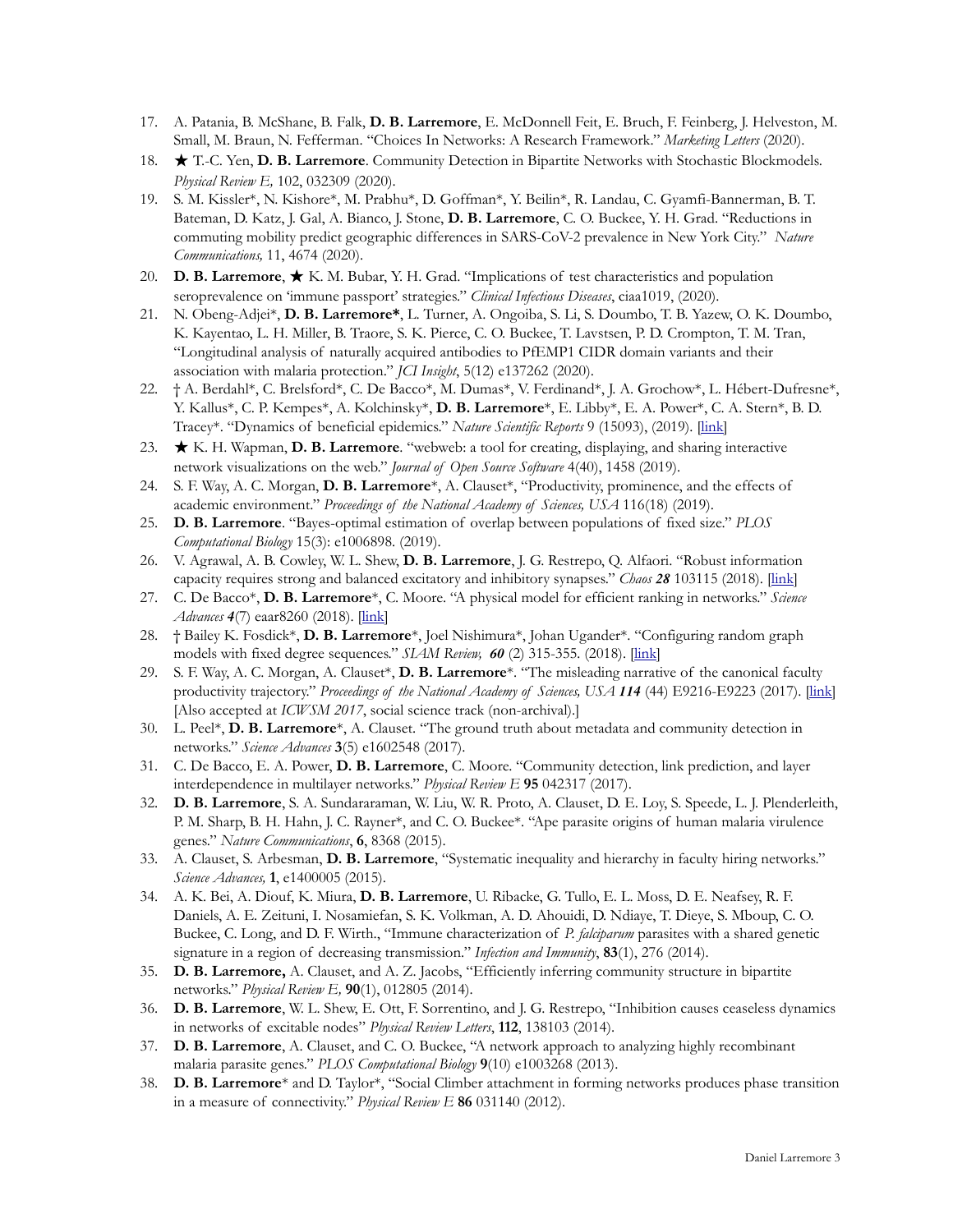17. A. Patania, B. McShane, B. Falk, **D. B. Larremore**, E. McDonnell Feit, E. Bruch, F. Feinberg, J. Helveston, M. Small, M. Braun, N. Fefferman. "Choices In Networks: A Research Framework." *Marketing Letters* (2020).
18. ★ T.-C. Yen, **D. B. Larremore**. Community Detection in Bipartite Networks with Stochastic Blockmodels. *Physical Review E,* 102, 032309 (2020).
19. S. M. Kissler*, N. Kishore*, M. Prabhu*, D. Goffman*, Y. Beilin*, R. Landau, C. Gyamfi-Bannerman, B. T. Bateman, D. Katz, J. Gal, A. Bianco, J. Stone, **D. B. Larremore**, C. O. Buckee, Y. H. Grad. "Reductions in commuting mobility predict geographic differences in SARS-CoV-2 prevalence in New York City." *Nature Communications,* 11, 4674 (2020).
20. **D. B. Larremore**, ★ K. M. Bubar, Y. H. Grad. "Implications of test characteristics and population seroprevalence on 'immune passport' strategies." *Clinical Infectious Diseases*, ciaa1019, (2020).
21. N. Obeng-Adjei*, **D. B. Larremore***, L. Turner, A. Ongoiba, S. Li, S. Doumbo, T. B. Yazew, O. K. Doumbo, K. Kayentao, L. H. Miller, B. Traore, S. K. Pierce, C. O. Buckee, T. Lavstsen, P. D. Crompton, T. M. Tran, "Longitudinal analysis of naturally acquired antibodies to PfEMP1 CIDR domain variants and their association with malaria protection." *JCI Insight*, 5(12) e137262 (2020).
22. † A. Berdahl*, C. Brelsford*, C. De Bacco*, M. Dumas*, V. Ferdinand*, J. A. Grochow*, L. Hébert-Dufresne*, Y. Kallus*, C. P. Kempes*, A. Kolchinsky*, **D. B. Larremore***, E. Libby*, E. A. Power*, C. A. Stern*, B. D. Tracey*. "Dynamics of beneficial epidemics." *Nature Scientific Reports* 9 (15093), (2019). [link]
23. ★ K. H. Wapman, **D. B. Larremore**. "webweb: a tool for creating, displaying, and sharing interactive network visualizations on the web." *Journal of Open Source Software* 4(40), 1458 (2019).
24. S. F. Way, A. C. Morgan, **D. B. Larremore***, A. Clauset*, "Productivity, prominence, and the effects of academic environment." *Proceedings of the National Academy of Sciences, USA* 116(18) (2019).
25. **D. B. Larremore**. "Bayes-optimal estimation of overlap between populations of fixed size." *PLOS Computational Biology* 15(3): e1006898. (2019).
26. V. Agrawal, A. B. Cowley, W. L. Shew, **D. B. Larremore**, J. G. Restrepo, Q. Alfaori. "Robust information capacity requires strong and balanced excitatory and inhibitory synapses." *Chaos* ***28*** 103115 (2018). [link]
27. C. De Bacco*, **D. B. Larremore***, C. Moore. "A physical model for efficient ranking in networks." *Science Advances* ***4***(7) eaar8260 (2018). [link]
28. † Bailey K. Fosdick*, **D. B. Larremore***, Joel Nishimura*, Johan Ugander*. "Configuring random graph models with fixed degree sequences." *SIAM Review,* ***60*** (2) 315-355. (2018). [link]
29. S. F. Way, A. C. Morgan, A. Clauset*, **D. B. Larremore***. "The misleading narrative of the canonical faculty productivity trajectory." *Proceedings of the National Academy of Sciences, USA* ***114*** (44) E9216-E9223 (2017). [link] [Also accepted at *ICWSM 2017*, social science track (non-archival).]
30. L. Peel*, **D. B. Larremore***, A. Clauset. "The ground truth about metadata and community detection in networks." *Science Advances* **3**(5) e1602548 (2017).
31. C. De Bacco, E. A. Power, **D. B. Larremore**, C. Moore. "Community detection, link prediction, and layer interdependence in multilayer networks." *Physical Review E* **95** 042317 (2017).
32. **D. B. Larremore**, S. A. Sundararaman, W. Liu, W. R. Proto, A. Clauset, D. E. Loy, S. Speede, L. J. Plenderleith, P. M. Sharp, B. H. Hahn, J. C. Rayner*, and C. O. Buckee*. "Ape parasite origins of human malaria virulence genes." *Nature Communications*, **6**, 8368 (2015).
33. A. Clauset, S. Arbesman, **D. B. Larremore**, "Systematic inequality and hierarchy in faculty hiring networks." *Science Advances,* **1**, e1400005 (2015).
34. A. K. Bei, A. Diouf, K. Miura, **D. B. Larremore**, U. Ribacke, G. Tullo, E. L. Moss, D. E. Neafsey, R. F. Daniels, A. E. Zeituni, I. Nosamiefan, S. K. Volkman, A. D. Ahouidi, D. Ndiaye, T. Dieye, S. Mboup, C. O. Buckee, C. Long, and D. F. Wirth., "Immune characterization of *P. falciparum* parasites with a shared genetic signature in a region of decreasing transmission." *Infection and Immunity*, **83**(1), 276 (2014).
35. **D. B. Larremore,** A. Clauset, and A. Z. Jacobs, "Efficiently inferring community structure in bipartite networks." *Physical Review E,* **90**(1), 012805 (2014).
36. **D. B. Larremore**, W. L. Shew, E. Ott, F. Sorrentino, and J. G. Restrepo, "Inhibition causes ceaseless dynamics in networks of excitable nodes" *Physical Review Letters*, **112**, 138103 (2014).
37. **D. B. Larremore**, A. Clauset, and C. O. Buckee, "A network approach to analyzing highly recombinant malaria parasite genes." *PLOS Computational Biology* **9**(10) e1003268 (2013).
38. **D. B. Larremore*** and D. Taylor*, "Social Climber attachment in forming networks produces phase transition in a measure of connectivity." *Physical Review E* **86** 031140 (2012).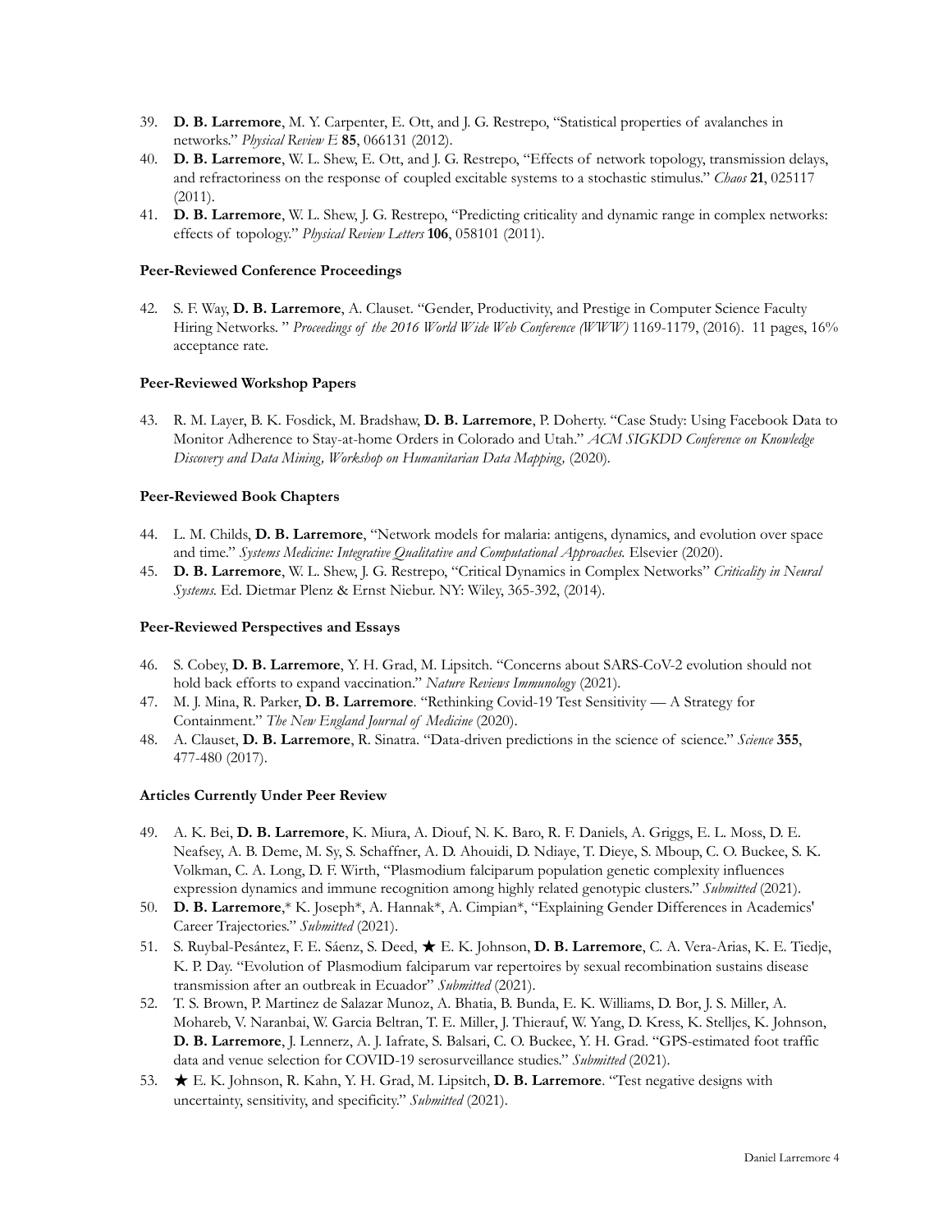39. **D. B. Larremore**, M. Y. Carpenter, E. Ott, and J. G. Restrepo, "Statistical properties of avalanches in networks." *Physical Review E* **85**, 066131 (2012).
40. **D. B. Larremore**, W. L. Shew, E. Ott, and J. G. Restrepo, "Effects of network topology, transmission delays, and refractoriness on the response of coupled excitable systems to a stochastic stimulus." *Chaos* **21**, 025117 (2011).
41. **D. B. Larremore**, W. L. Shew, J. G. Restrepo, "Predicting criticality and dynamic range in complex networks: effects of topology." *Physical Review Letters* **106**, 058101 (2011).

**Peer-Reviewed Conference Proceedings**

42. S. F. Way, **D. B. Larremore**, A. Clauset. "Gender, Productivity, and Prestige in Computer Science Faculty Hiring Networks. " *Proceedings of the 2016 World Wide Web Conference (WWW)* 1169-1179, (2016). 11 pages, 16% acceptance rate.

**Peer-Reviewed Workshop Papers**

43. R. M. Layer, B. K. Fosdick, M. Bradshaw, **D. B. Larremore**, P. Doherty. "Case Study: Using Facebook Data to Monitor Adherence to Stay-at-home Orders in Colorado and Utah." *ACM SIGKDD Conference on Knowledge Discovery and Data Mining, Workshop on Humanitarian Data Mapping,* (2020).

**Peer-Reviewed Book Chapters**

44. L. M. Childs, **D. B. Larremore**, "Network models for malaria: antigens, dynamics, and evolution over space and time." *Systems Medicine: Integrative Qualitative and Computational Approaches.* Elsevier (2020).
45. **D. B. Larremore**, W. L. Shew, J. G. Restrepo, "Critical Dynamics in Complex Networks" *Criticality in Neural Systems.* Ed. Dietmar Plenz & Ernst Niebur. NY: Wiley, 365-392, (2014).

**Peer-Reviewed Perspectives and Essays**

46. S. Cobey, **D. B. Larremore**, Y. H. Grad, M. Lipsitch. "Concerns about SARS-CoV-2 evolution should not hold back efforts to expand vaccination." *Nature Reviews Immunology* (2021).
47. M. J. Mina, R. Parker, **D. B. Larremore**. "Rethinking Covid-19 Test Sensitivity — A Strategy for Containment." *The New England Journal of Medicine* (2020).
48. A. Clauset, **D. B. Larremore**, R. Sinatra. "Data-driven predictions in the science of science." *Science* **355**, 477-480 (2017).

**Articles Currently Under Peer Review**

49. A. K. Bei, **D. B. Larremore**, K. Miura, A. Diouf, N. K. Baro, R. F. Daniels, A. Griggs, E. L. Moss, D. E. Neafsey, A. B. Deme, M. Sy, S. Schaffner, A. D. Ahouidi, D. Ndiaye, T. Dieye, S. Mboup, C. O. Buckee, S. K. Volkman, C. A. Long, D. F. Wirth, "Plasmodium falciparum population genetic complexity influences expression dynamics and immune recognition among highly related genotypic clusters." *Submitted* (2021).
50. **D. B. Larremore**,* K. Joseph*, A. Hannak*, A. Cimpian*, "Explaining Gender Differences in Academics' Career Trajectories." *Submitted* (2021).
51. S. Ruybal-Pesántez, F. E. Sáenz, S. Deed, ★ E. K. Johnson, **D. B. Larremore**, C. A. Vera-Arias, K. E. Tiedje, K. P. Day. "Evolution of Plasmodium falciparum var repertoires by sexual recombination sustains disease transmission after an outbreak in Ecuador" *Submitted* (2021).
52. T. S. Brown, P. Martinez de Salazar Munoz, A. Bhatia, B. Bunda, E. K. Williams, D. Bor, J. S. Miller, A. Mohareb, V. Naranbai, W. Garcia Beltran, T. E. Miller, J. Thierauf, W. Yang, D. Kress, K. Stelljes, K. Johnson, **D. B. Larremore**, J. Lennerz, A. J. Iafrate, S. Balsari, C. O. Buckee, Y. H. Grad. "GPS-estimated foot traffic data and venue selection for COVID-19 serosurveillance studies." *Submitted* (2021).
53. ★ E. K. Johnson, R. Kahn, Y. H. Grad, M. Lipsitch, **D. B. Larremore**. "Test negative designs with uncertainty, sensitivity, and specificity." *Submitted* (2021).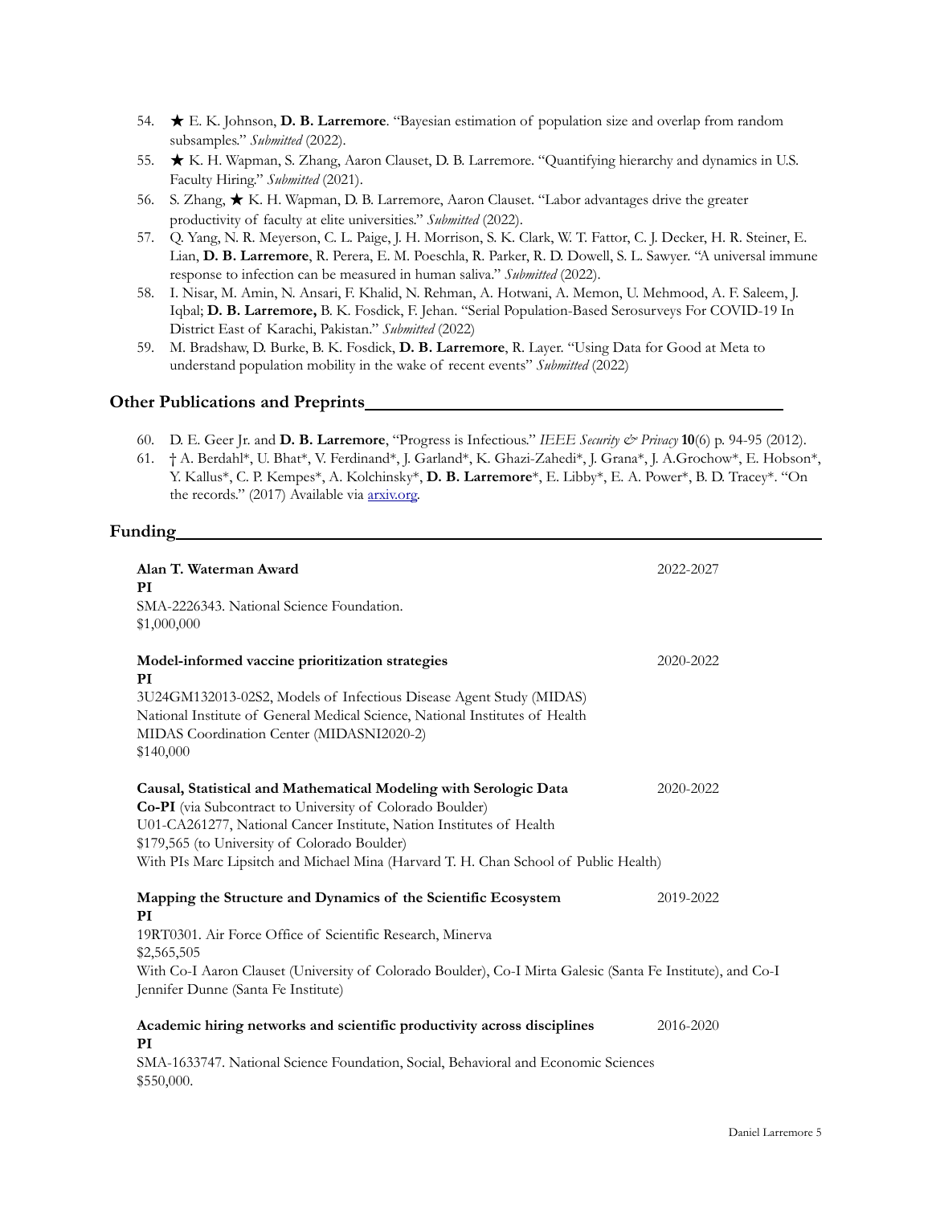54. ★ E. K. Johnson, **D. B. Larremore**. "Bayesian estimation of population size and overlap from random subsamples." *Submitted* (2022).
55. ★ K. H. Wapman, S. Zhang, Aaron Clauset, D. B. Larremore. "Quantifying hierarchy and dynamics in U.S. Faculty Hiring." *Submitted* (2021).
56. S. Zhang, ★ K. H. Wapman, D. B. Larremore, Aaron Clauset. "Labor advantages drive the greater productivity of faculty at elite universities." *Submitted* (2022).
57. Q. Yang, N. R. Meyerson, C. L. Paige, J. H. Morrison, S. K. Clark, W. T. Fattor, C. J. Decker, H. R. Steiner, E. Lian, **D. B. Larremore**, R. Perera, E. M. Poeschla, R. Parker, R. D. Dowell, S. L. Sawyer. "A universal immune response to infection can be measured in human saliva." *Submitted* (2022).
58. I. Nisar, M. Amin, N. Ansari, F. Khalid, N. Rehman, A. Hotwani, A. Memon, U. Mehmood, A. F. Saleem, J. Iqbal; **D. B. Larremore,** B. K. Fosdick, F. Jehan. "Serial Population-Based Serosurveys For COVID-19 In District East of Karachi, Pakistan." *Submitted* (2022)
59. M. Bradshaw, D. Burke, B. K. Fosdick, **D. B. Larremore**, R. Layer. "Using Data for Good at Meta to understand population mobility in the wake of recent events" *Submitted* (2022)

## Other Publications and Preprints

60. D. E. Geer Jr. and **D. B. Larremore**, "Progress is Infectious." *IEEE Security & Privacy* **10**(6) p. 94-95 (2012).
61. † A. Berdahl*, U. Bhat*, V. Ferdinand*, J. Garland*, K. Ghazi-Zahedi*, J. Grana*, J. A.Grochow*, E. Hobson*, Y. Kallus*, C. P. Kempes*, A. Kolchinsky*, **D. B. Larremore***, E. Libby*, E. A. Power*, B. D. Tracey*. "On the records." (2017) Available via arxiv.org.

## Funding

**Alan T. Waterman Award** — 2022-2027
**PI**
SMA-2226343. National Science Foundation.
$1,000,000

**Model-informed vaccine prioritization strategies** — 2020-2022
**PI**
3U24GM132013-02S2, Models of Infectious Disease Agent Study (MIDAS)
National Institute of General Medical Science, National Institutes of Health
MIDAS Coordination Center (MIDASNI2020-2)
$140,000

**Causal, Statistical and Mathematical Modeling with Serologic Data** — 2020-2022
**Co-PI** (via Subcontract to University of Colorado Boulder)
U01-CA261277, National Cancer Institute, Nation Institutes of Health
$179,565 (to University of Colorado Boulder)
With PIs Marc Lipsitch and Michael Mina (Harvard T. H. Chan School of Public Health)

**Mapping the Structure and Dynamics of the Scientific Ecosystem** — 2019-2022
**PI**
19RT0301. Air Force Office of Scientific Research, Minerva
$2,565,505
With Co-I Aaron Clauset (University of Colorado Boulder), Co-I Mirta Galesic (Santa Fe Institute), and Co-I Jennifer Dunne (Santa Fe Institute)

**Academic hiring networks and scientific productivity across disciplines** — 2016-2020
**PI**
SMA-1633747. National Science Foundation, Social, Behavioral and Economic Sciences
$550,000.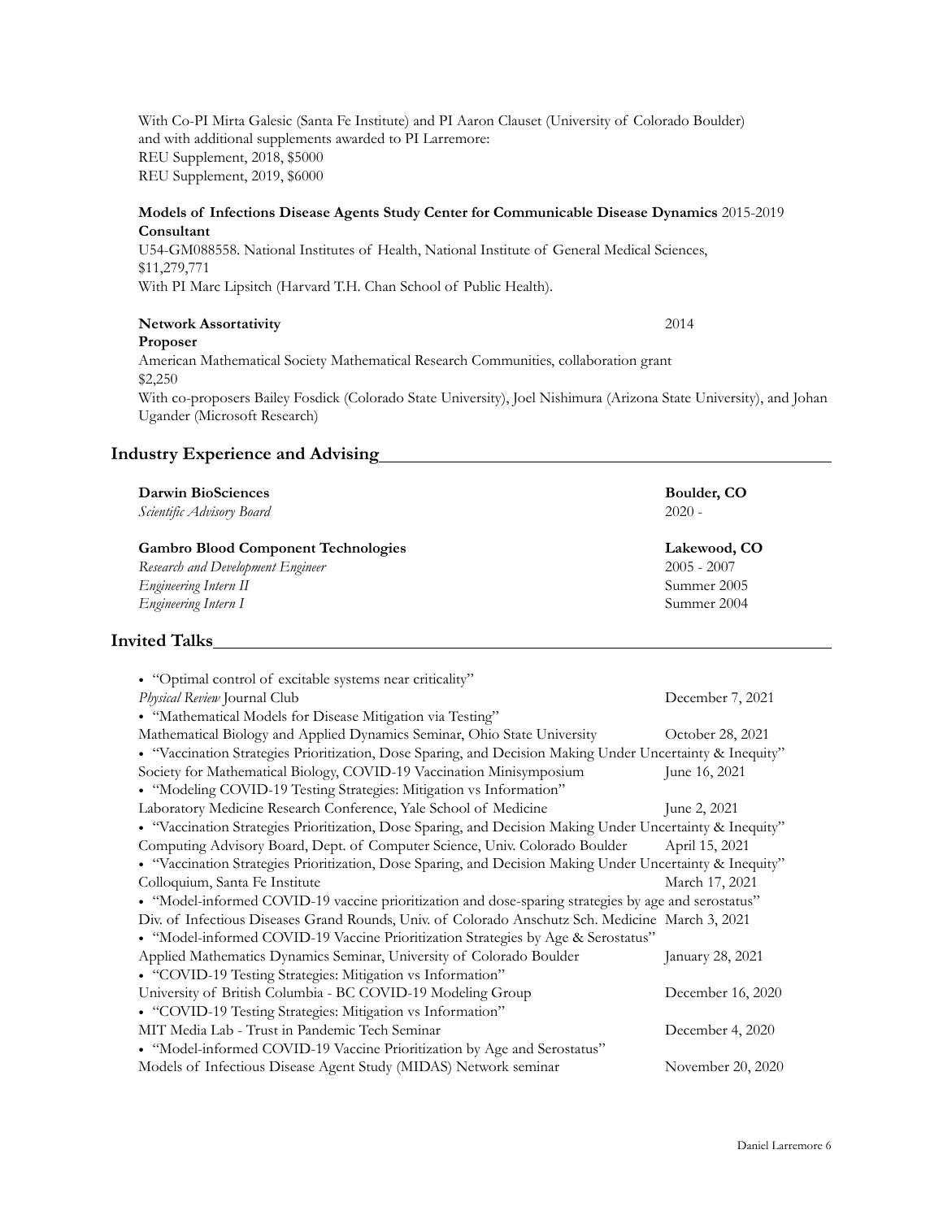With Co-PI Mirta Galesic (Santa Fe Institute) and PI Aaron Clauset (University of Colorado Boulder) and with additional supplements awarded to PI Larremore:
REU Supplement, 2018, $5000
REU Supplement, 2019, $6000

**Models of Infections Disease Agents Study Center for Communicable Disease Dynamics** 2015-2019
**Consultant**
U54-GM088558. National Institutes of Health, National Institute of General Medical Sciences, $11,279,771
With PI Marc Lipsitch (Harvard T.H. Chan School of Public Health).

**Network Assortativity** 2014
**Proposer**
American Mathematical Society Mathematical Research Communities, collaboration grant
$2,250
With co-proposers Bailey Fosdick (Colorado State University), Joel Nishimura (Arizona State University), and Johan Ugander (Microsoft Research)

## Industry Experience and Advising

**Darwin BioSciences** — **Boulder, CO**
*Scientific Advisory Board* — 2020 -

**Gambro Blood Component Technologies** — **Lakewood, CO**
*Research and Development Engineer* — 2005 - 2007
*Engineering Intern II* — Summer 2005
*Engineering Intern I* — Summer 2004

## Invited Talks

- "Optimal control of excitable systems near criticality"
  *Physical Review* Journal Club — December 7, 2021
- "Mathematical Models for Disease Mitigation via Testing"
  Mathematical Biology and Applied Dynamics Seminar, Ohio State University — October 28, 2021
- "Vaccination Strategies Prioritization, Dose Sparing, and Decision Making Under Uncertainty & Inequity"
  Society for Mathematical Biology, COVID-19 Vaccination Minisymposium — June 16, 2021
- "Modeling COVID-19 Testing Strategies: Mitigation vs Information"
  Laboratory Medicine Research Conference, Yale School of Medicine — June 2, 2021
- "Vaccination Strategies Prioritization, Dose Sparing, and Decision Making Under Uncertainty & Inequity"
  Computing Advisory Board, Dept. of Computer Science, Univ. Colorado Boulder — April 15, 2021
- "Vaccination Strategies Prioritization, Dose Sparing, and Decision Making Under Uncertainty & Inequity"
  Colloquium, Santa Fe Institute — March 17, 2021
- "Model-informed COVID-19 vaccine prioritization and dose-sparing strategies by age and serostatus"
  Div. of Infectious Diseases Grand Rounds, Univ. of Colorado Anschutz Sch. Medicine — March 3, 2021
- "Model-informed COVID-19 Vaccine Prioritization Strategies by Age & Serostatus"
  Applied Mathematics Dynamics Seminar, University of Colorado Boulder — January 28, 2021
- "COVID-19 Testing Strategies: Mitigation vs Information"
  University of British Columbia - BC COVID-19 Modeling Group — December 16, 2020
- "COVID-19 Testing Strategies: Mitigation vs Information"
  MIT Media Lab - Trust in Pandemic Tech Seminar — December 4, 2020
- "Model-informed COVID-19 Vaccine Prioritization by Age and Serostatus"
  Models of Infectious Disease Agent Study (MIDAS) Network seminar — November 20, 2020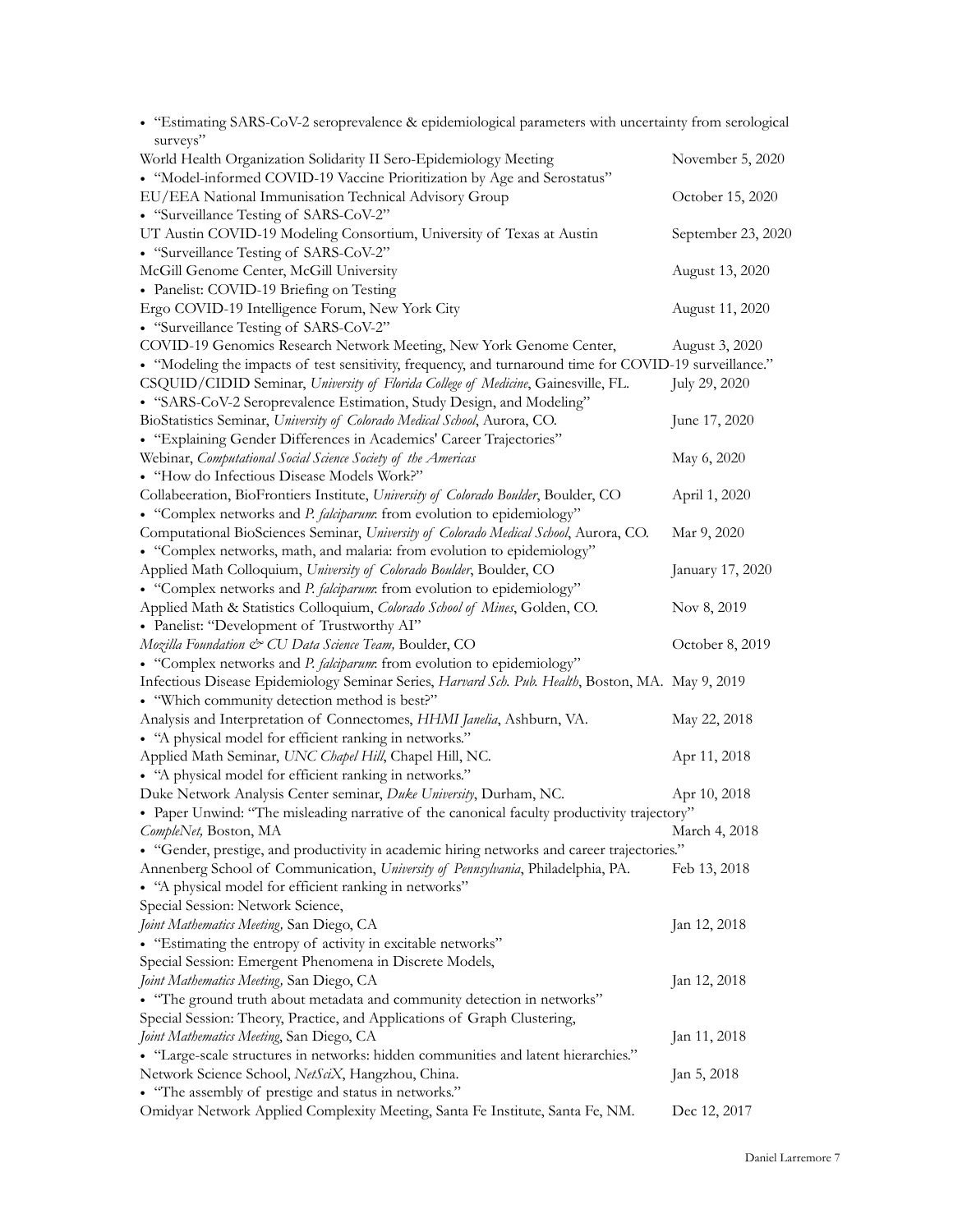- "Estimating SARS-CoV-2 seroprevalence & epidemiological parameters with uncertainty from serological surveys"

World Health Organization Solidarity II Sero-Epidemiology Meeting — November 5, 2020

- "Model-informed COVID-19 Vaccine Prioritization by Age and Serostatus"

EU/EEA National Immunisation Technical Advisory Group — October 15, 2020

- "Surveillance Testing of SARS-CoV-2"

UT Austin COVID-19 Modeling Consortium, University of Texas at Austin — September 23, 2020

- "Surveillance Testing of SARS-CoV-2"

McGill Genome Center, McGill University — August 13, 2020

- Panelist: COVID-19 Briefing on Testing

Ergo COVID-19 Intelligence Forum, New York City — August 11, 2020

- "Surveillance Testing of SARS-CoV-2"

COVID-19 Genomics Research Network Meeting, New York Genome Center, — August 3, 2020

- "Modeling the impacts of test sensitivity, frequency, and turnaround time for COVID-19 surveillance."

CSQUID/CIDID Seminar, *University of Florida College of Medicine*, Gainesville, FL. — July 29, 2020

- "SARS-CoV-2 Seroprevalence Estimation, Study Design, and Modeling"

BioStatistics Seminar, *University of Colorado Medical School*, Aurora, CO. — June 17, 2020

- "Explaining Gender Differences in Academics' Career Trajectories"

Webinar, *Computational Social Science Society of the Americas* — May 6, 2020

- "How do Infectious Disease Models Work?"

Collabeeration, BioFrontiers Institute, *University of Colorado Boulder*, Boulder, CO — April 1, 2020

- "Complex networks and *P. falciparum*: from evolution to epidemiology"

Computational BioSciences Seminar, *University of Colorado Medical School*, Aurora, CO. — Mar 9, 2020

- "Complex networks, math, and malaria: from evolution to epidemiology"

Applied Math Colloquium, *University of Colorado Boulder*, Boulder, CO — January 17, 2020

- "Complex networks and *P. falciparum*: from evolution to epidemiology"

Applied Math & Statistics Colloquium, *Colorado School of Mines*, Golden, CO. — Nov 8, 2019

- Panelist: "Development of Trustworthy AI"

*Mozilla Foundation & CU Data Science Team,* Boulder, CO — October 8, 2019

- "Complex networks and *P. falciparum*: from evolution to epidemiology"

Infectious Disease Epidemiology Seminar Series, *Harvard Sch. Pub. Health*, Boston, MA. — May 9, 2019

- "Which community detection method is best?"

Analysis and Interpretation of Connectomes, *HHMI Janelia*, Ashburn, VA. — May 22, 2018

- "A physical model for efficient ranking in networks."

Applied Math Seminar, *UNC Chapel Hill*, Chapel Hill, NC. — Apr 11, 2018

- "A physical model for efficient ranking in networks."

Duke Network Analysis Center seminar, *Duke University*, Durham, NC. — Apr 10, 2018

- Paper Unwind: "The misleading narrative of the canonical faculty productivity trajectory"

*CompleNet,* Boston, MA — March 4, 2018

- "Gender, prestige, and productivity in academic hiring networks and career trajectories."

Annenberg School of Communication, *University of Pennsylvania*, Philadelphia, PA. — Feb 13, 2018

- "A physical model for efficient ranking in networks"

Special Session: Network Science,
*Joint Mathematics Meeting,* San Diego, CA — Jan 12, 2018

- "Estimating the entropy of activity in excitable networks"

Special Session: Emergent Phenomena in Discrete Models,
*Joint Mathematics Meeting,* San Diego, CA — Jan 12, 2018

- "The ground truth about metadata and community detection in networks"

Special Session: Theory, Practice, and Applications of Graph Clustering,
*Joint Mathematics Meeting*, San Diego, CA — Jan 11, 2018

- "Large-scale structures in networks: hidden communities and latent hierarchies."

Network Science School, *NetSciX*, Hangzhou, China. — Jan 5, 2018

- "The assembly of prestige and status in networks."

Omidyar Network Applied Complexity Meeting, Santa Fe Institute, Santa Fe, NM. — Dec 12, 2017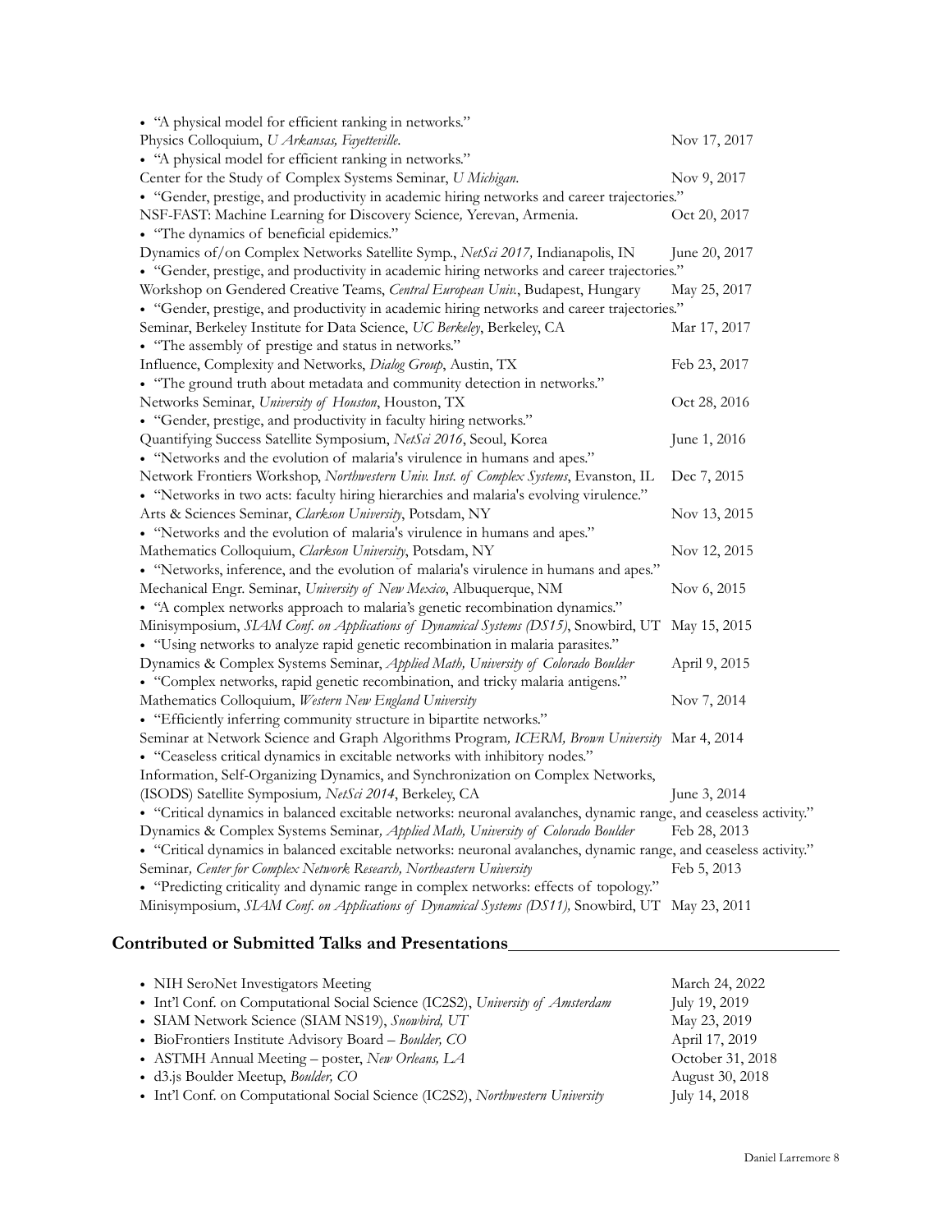- "A physical model for efficient ranking in networks."
Physics Colloquium, *U Arkansas, Fayetteville*. Nov 17, 2017
- "A physical model for efficient ranking in networks."
Center for the Study of Complex Systems Seminar, *U Michigan*. Nov 9, 2017
- "Gender, prestige, and productivity in academic hiring networks and career trajectories."
NSF-FAST: Machine Learning for Discovery Science*,* Yerevan, Armenia. Oct 20, 2017
- "The dynamics of beneficial epidemics."
Dynamics of/on Complex Networks Satellite Symp., *NetSci 2017,* Indianapolis, IN June 20, 2017
- "Gender, prestige, and productivity in academic hiring networks and career trajectories."
Workshop on Gendered Creative Teams, *Central European Univ.*, Budapest, Hungary May 25, 2017
- "Gender, prestige, and productivity in academic hiring networks and career trajectories."
Seminar, Berkeley Institute for Data Science, *UC Berkeley*, Berkeley, CA Mar 17, 2017
- "The assembly of prestige and status in networks."
Influence, Complexity and Networks, *Dialog Group*, Austin, TX Feb 23, 2017
- "The ground truth about metadata and community detection in networks."
Networks Seminar, *University of Houston*, Houston, TX Oct 28, 2016
- "Gender, prestige, and productivity in faculty hiring networks."
Quantifying Success Satellite Symposium, *NetSci 2016*, Seoul, Korea June 1, 2016
- "Networks and the evolution of malaria's virulence in humans and apes."
Network Frontiers Workshop, *Northwestern Univ. Inst. of Complex Systems*, Evanston, IL Dec 7, 2015
- "Networks in two acts: faculty hiring hierarchies and malaria's evolving virulence."
Arts & Sciences Seminar, *Clarkson University*, Potsdam, NY Nov 13, 2015
- "Networks and the evolution of malaria's virulence in humans and apes."
Mathematics Colloquium, *Clarkson University*, Potsdam, NY Nov 12, 2015
- "Networks, inference, and the evolution of malaria's virulence in humans and apes."
Mechanical Engr. Seminar, *University of New Mexico*, Albuquerque, NM Nov 6, 2015
- "A complex networks approach to malaria's genetic recombination dynamics."
Minisymposium, *SIAM Conf. on Applications of Dynamical Systems (DS15)*, Snowbird, UT May 15, 2015
- "Using networks to analyze rapid genetic recombination in malaria parasites."
Dynamics & Complex Systems Seminar, *Applied Math, University of Colorado Boulder* April 9, 2015
- "Complex networks, rapid genetic recombination, and tricky malaria antigens."
Mathematics Colloquium, *Western New England University* Nov 7, 2014
- "Efficiently inferring community structure in bipartite networks."
Seminar at Network Science and Graph Algorithms Program*, ICERM, Brown University* Mar 4, 2014
- "Ceaseless critical dynamics in excitable networks with inhibitory nodes."
Information, Self-Organizing Dynamics, and Synchronization on Complex Networks, (ISODS) Satellite Symposium*, NetSci 2014*, Berkeley, CA June 3, 2014
- "Critical dynamics in balanced excitable networks: neuronal avalanches, dynamic range, and ceaseless activity."
Dynamics & Complex Systems Seminar, *Applied Math, University of Colorado Boulder* Feb 28, 2013
- "Critical dynamics in balanced excitable networks: neuronal avalanches, dynamic range, and ceaseless activity."
Seminar*, Center for Complex Network Research, Northeastern University* Feb 5, 2013
- "Predicting criticality and dynamic range in complex networks: effects of topology."
Minisymposium, *SIAM Conf. on Applications of Dynamical Systems (DS11),* Snowbird, UT May 23, 2011

## Contributed or Submitted Talks and Presentations

- NIH SeroNet Investigators Meeting March 24, 2022
- Int'l Conf. on Computational Social Science (IC2S2), *University of Amsterdam* July 19, 2019
- SIAM Network Science (SIAM NS19), *Snowbird, UT* May 23, 2019
- BioFrontiers Institute Advisory Board – *Boulder, CO* April 17, 2019
- ASTMH Annual Meeting – poster, *New Orleans, LA* October 31, 2018
- d3.js Boulder Meetup, *Boulder, CO* August 30, 2018
- Int'l Conf. on Computational Social Science (IC2S2), *Northwestern University* July 14, 2018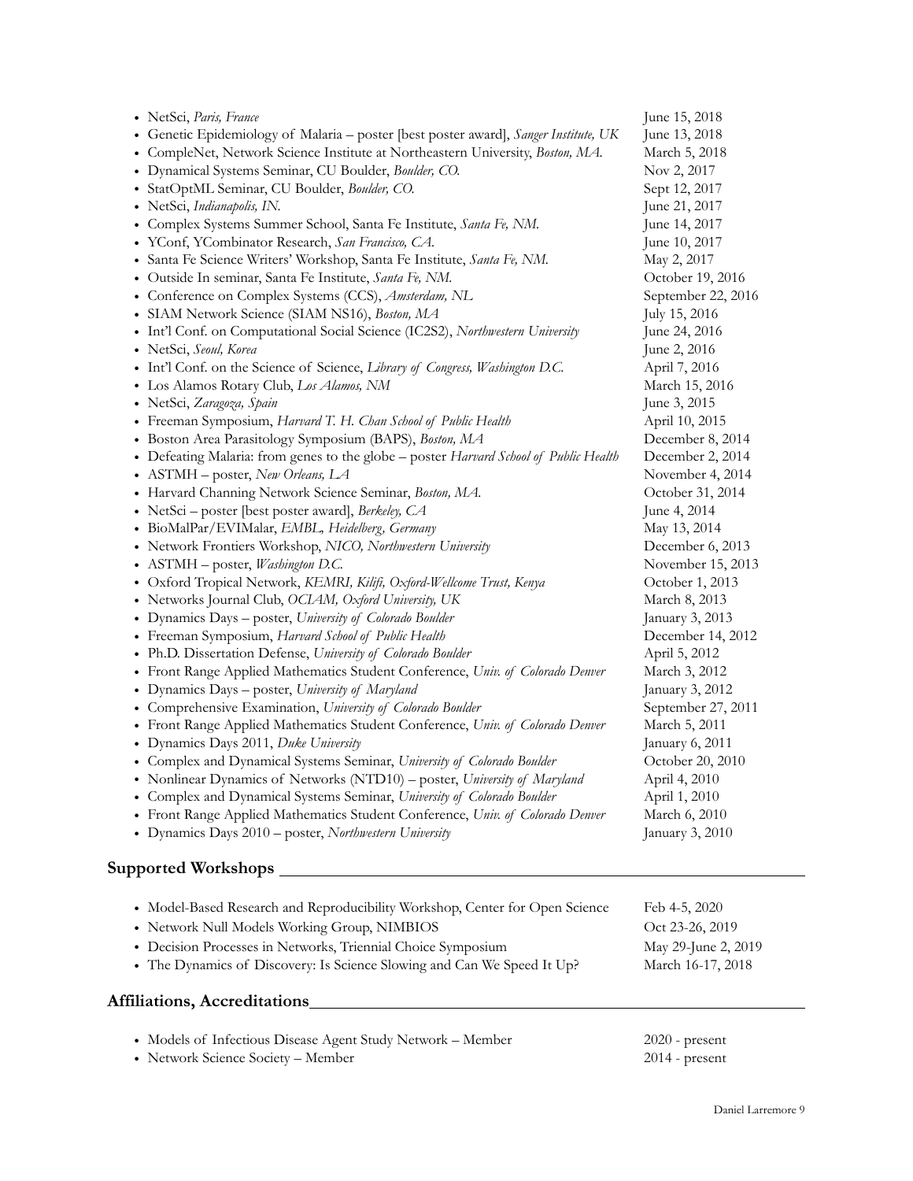- NetSci, *Paris, France* — June 15, 2018
- Genetic Epidemiology of Malaria – poster [best poster award], *Sanger Institute, UK* — June 13, 2018
- CompleNet, Network Science Institute at Northeastern University, *Boston, MA.* — March 5, 2018
- Dynamical Systems Seminar, CU Boulder, *Boulder, CO.* — Nov 2, 2017
- StatOptML Seminar, CU Boulder, *Boulder, CO.* — Sept 12, 2017
- NetSci, *Indianapolis, IN.* — June 21, 2017
- Complex Systems Summer School, Santa Fe Institute, *Santa Fe, NM.* — June 14, 2017
- YConf, YCombinator Research, *San Francisco, CA.* — June 10, 2017
- Santa Fe Science Writers' Workshop, Santa Fe Institute, *Santa Fe, NM.* — May 2, 2017
- Outside In seminar, Santa Fe Institute, *Santa Fe, NM.* — October 19, 2016
- Conference on Complex Systems (CCS), *Amsterdam, NL* — September 22, 2016
- SIAM Network Science (SIAM NS16), *Boston, MA* — July 15, 2016
- Int'l Conf. on Computational Social Science (IC2S2), *Northwestern University* — June 24, 2016
- NetSci, *Seoul, Korea* — June 2, 2016
- Int'l Conf. on the Science of Science, *Library of Congress, Washington D.C.* — April 7, 2016
- Los Alamos Rotary Club, *Los Alamos, NM* — March 15, 2016
- NetSci, *Zaragoza, Spain* — June 3, 2015
- Freeman Symposium, *Harvard T. H. Chan School of Public Health* — April 10, 2015
- Boston Area Parasitology Symposium (BAPS), *Boston, MA* — December 8, 2014
- Defeating Malaria: from genes to the globe – poster *Harvard School of Public Health* — December 2, 2014
- ASTMH – poster, *New Orleans, LA* — November 4, 2014
- Harvard Channing Network Science Seminar, *Boston, MA.* — October 31, 2014
- NetSci – poster [best poster award], *Berkeley, CA* — June 4, 2014
- BioMalPar/EVIMalar, *EMBL, Heidelberg, Germany* — May 13, 2014
- Network Frontiers Workshop, *NICO, Northwestern University* — December 6, 2013
- ASTMH – poster, *Washington D.C.* — November 15, 2013
- Oxford Tropical Network, *KEMRI, Kilifi, Oxford-Wellcome Trust, Kenya* — October 1, 2013
- Networks Journal Club, *OCIAM, Oxford University, UK* — March 8, 2013
- Dynamics Days – poster, *University of Colorado Boulder* — January 3, 2013
- Freeman Symposium, *Harvard School of Public Health* — December 14, 2012
- Ph.D. Dissertation Defense, *University of Colorado Boulder* — April 5, 2012
- Front Range Applied Mathematics Student Conference, *Univ. of Colorado Denver* — March 3, 2012
- Dynamics Days – poster, *University of Maryland* — January 3, 2012
- Comprehensive Examination, *University of Colorado Boulder* — September 27, 2011
- Front Range Applied Mathematics Student Conference, *Univ. of Colorado Denver* — March 5, 2011
- Dynamics Days 2011, *Duke University* — January 6, 2011
- Complex and Dynamical Systems Seminar, *University of Colorado Boulder* — October 20, 2010
- Nonlinear Dynamics of Networks (NTD10) – poster, *University of Maryland* — April 4, 2010
- Complex and Dynamical Systems Seminar, *University of Colorado Boulder* — April 1, 2010
- Front Range Applied Mathematics Student Conference, *Univ. of Colorado Denver* — March 6, 2010
- Dynamics Days 2010 – poster, *Northwestern University* — January 3, 2010

## Supported Workshops

- Model-Based Research and Reproducibility Workshop, Center for Open Science — Feb 4-5, 2020
- Network Null Models Working Group, NIMBIOS — Oct 23-26, 2019
- Decision Processes in Networks, Triennial Choice Symposium — May 29-June 2, 2019
- The Dynamics of Discovery: Is Science Slowing and Can We Speed It Up? — March 16-17, 2018

## Affiliations, Accreditations

- Models of Infectious Disease Agent Study Network – Member — 2020 - present
- Network Science Society – Member — 2014 - present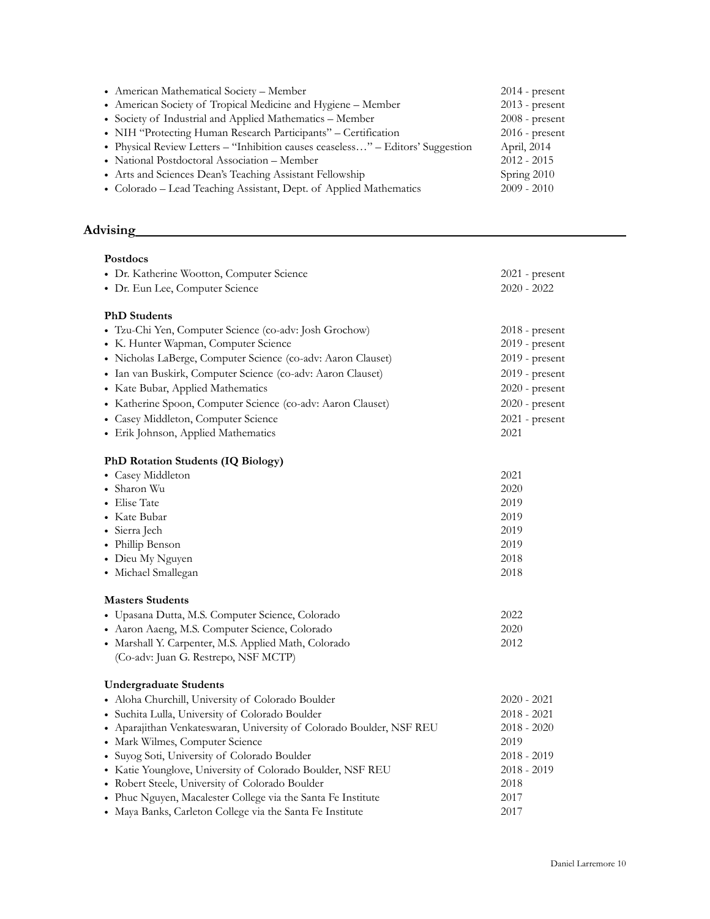- American Mathematical Society – Member 2014 - present
- American Society of Tropical Medicine and Hygiene – Member 2013 - present
- Society of Industrial and Applied Mathematics – Member 2008 - present
- NIH "Protecting Human Research Participants" – Certification 2016 - present
- Physical Review Letters – "Inhibition causes ceaseless…" – Editors' Suggestion April, 2014
- National Postdoctoral Association – Member 2012 - 2015
- Arts and Sciences Dean's Teaching Assistant Fellowship Spring 2010
- Colorado – Lead Teaching Assistant, Dept. of Applied Mathematics 2009 - 2010

## Advising

**Postdocs**

- Dr. Katherine Wootton, Computer Science 2021 - present
- Dr. Eun Lee, Computer Science 2020 - 2022

**PhD Students**

- Tzu-Chi Yen, Computer Science (co-adv: Josh Grochow) 2018 - present
- K. Hunter Wapman, Computer Science 2019 - present
- Nicholas LaBerge, Computer Science (co-adv: Aaron Clauset) 2019 - present
- Ian van Buskirk, Computer Science (co-adv: Aaron Clauset) 2019 - present
- Kate Bubar, Applied Mathematics 2020 - present
- Katherine Spoon, Computer Science (co-adv: Aaron Clauset) 2020 - present
- Casey Middleton, Computer Science 2021 - present
- Erik Johnson, Applied Mathematics 2021

**PhD Rotation Students (IQ Biology)**

- Casey Middleton 2021
- Sharon Wu 2020
- Elise Tate 2019
- Kate Bubar 2019
- Sierra Jech 2019
- Phillip Benson 2019
- Dieu My Nguyen 2018
- Michael Smallegan 2018

**Masters Students**

- Upasana Dutta, M.S. Computer Science, Colorado 2022
- Aaron Aaeng, M.S. Computer Science, Colorado 2020
- Marshall Y. Carpenter, M.S. Applied Math, Colorado 2012
  (Co-adv: Juan G. Restrepo, NSF MCTP)

**Undergraduate Students**

- Aloha Churchill, University of Colorado Boulder 2020 - 2021
- Suchita Lulla, University of Colorado Boulder 2018 - 2021
- Aparajithan Venkateswaran, University of Colorado Boulder, NSF REU 2018 - 2020
- Mark Wilmes, Computer Science 2019
- Suyog Soti, University of Colorado Boulder 2018 - 2019
- Katie Younglove, University of Colorado Boulder, NSF REU 2018 - 2019
- Robert Steele, University of Colorado Boulder 2018
- Phuc Nguyen, Macalester College via the Santa Fe Institute 2017
- Maya Banks, Carleton College via the Santa Fe Institute 2017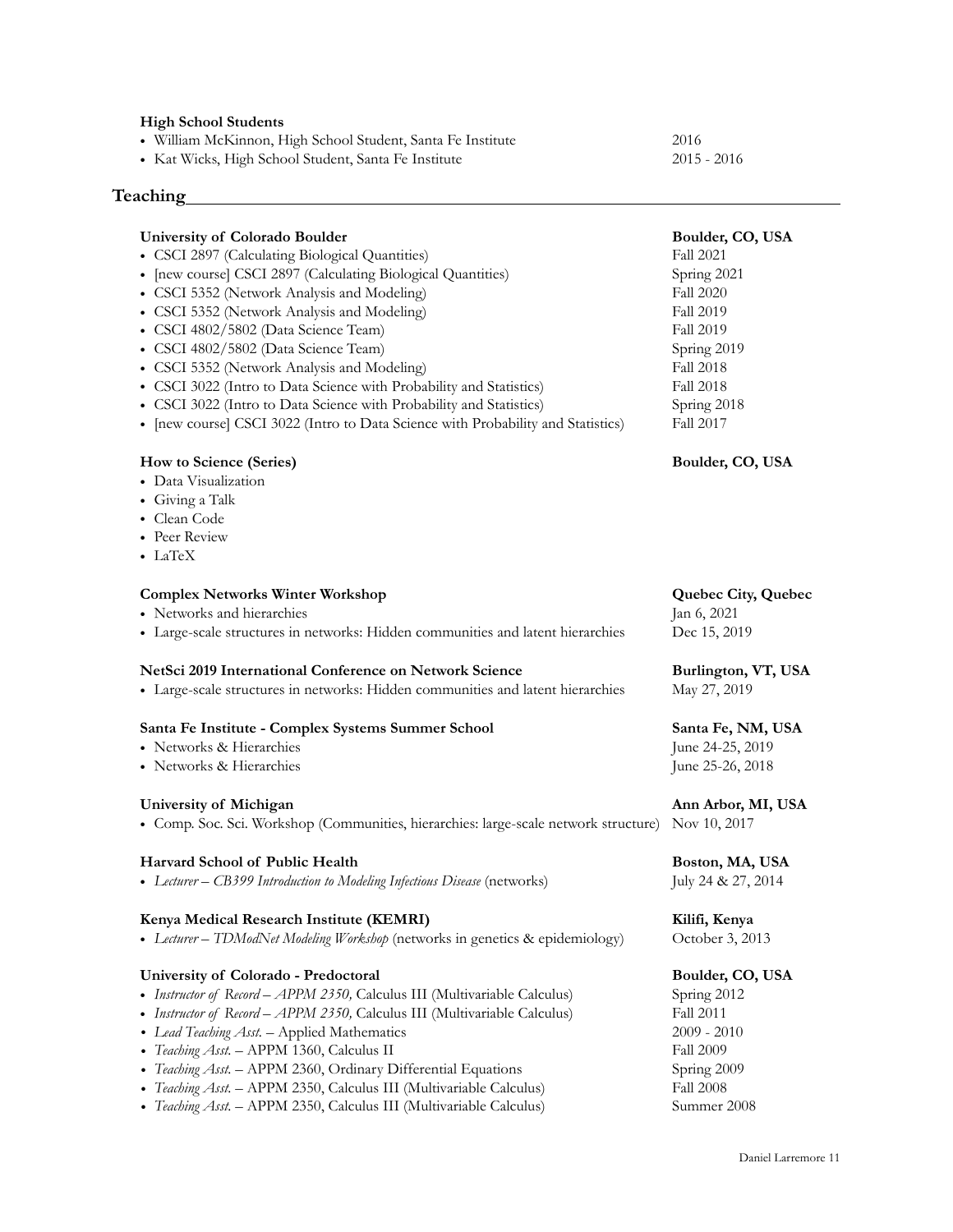**High School Students**

- William McKinnon, High School Student, Santa Fe Institute — 2016
- Kat Wicks, High School Student, Santa Fe Institute — 2015 - 2016

## Teaching

**University of Colorado Boulder** — **Boulder, CO, USA**

- CSCI 2897 (Calculating Biological Quantities) — Fall 2021
- [new course] CSCI 2897 (Calculating Biological Quantities) — Spring 2021
- CSCI 5352 (Network Analysis and Modeling) — Fall 2020
- CSCI 5352 (Network Analysis and Modeling) — Fall 2019
- CSCI 4802/5802 (Data Science Team) — Fall 2019
- CSCI 4802/5802 (Data Science Team) — Spring 2019
- CSCI 5352 (Network Analysis and Modeling) — Fall 2018
- CSCI 3022 (Intro to Data Science with Probability and Statistics) — Fall 2018
- CSCI 3022 (Intro to Data Science with Probability and Statistics) — Spring 2018
- [new course] CSCI 3022 (Intro to Data Science with Probability and Statistics) — Fall 2017

**How to Science (Series)** — **Boulder, CO, USA**

- Data Visualization
- Giving a Talk
- Clean Code
- Peer Review
- LaTeX

**Complex Networks Winter Workshop** — **Quebec City, Quebec**

- Networks and hierarchies — Jan 6, 2021
- Large-scale structures in networks: Hidden communities and latent hierarchies — Dec 15, 2019

**NetSci 2019 International Conference on Network Science** — **Burlington, VT, USA**

- Large-scale structures in networks: Hidden communities and latent hierarchies — May 27, 2019

**Santa Fe Institute - Complex Systems Summer School** — **Santa Fe, NM, USA**

- Networks & Hierarchies — June 24-25, 2019
- Networks & Hierarchies — June 25-26, 2018

**University of Michigan** — **Ann Arbor, MI, USA**

- Comp. Soc. Sci. Workshop (Communities, hierarchies: large-scale network structure) — Nov 10, 2017

**Harvard School of Public Health** — **Boston, MA, USA**

- *Lecturer – CB399 Introduction to Modeling Infectious Disease* (networks) — July 24 & 27, 2014

**Kenya Medical Research Institute (KEMRI)** — **Kilifi, Kenya**

- *Lecturer – TDModNet Modeling Workshop* (networks in genetics & epidemiology) — October 3, 2013

**University of Colorado - Predoctoral** — **Boulder, CO, USA**

- *Instructor of Record – APPM 2350,* Calculus III (Multivariable Calculus) — Spring 2012
- *Instructor of Record – APPM 2350,* Calculus III (Multivariable Calculus) — Fall 2011
- *Lead Teaching Asst.* – Applied Mathematics — 2009 - 2010
- *Teaching Asst.* – APPM 1360, Calculus II — Fall 2009
- *Teaching Asst.* – APPM 2360, Ordinary Differential Equations — Spring 2009
- *Teaching Asst.* – APPM 2350, Calculus III (Multivariable Calculus) — Fall 2008
- *Teaching Asst.* – APPM 2350, Calculus III (Multivariable Calculus) — Summer 2008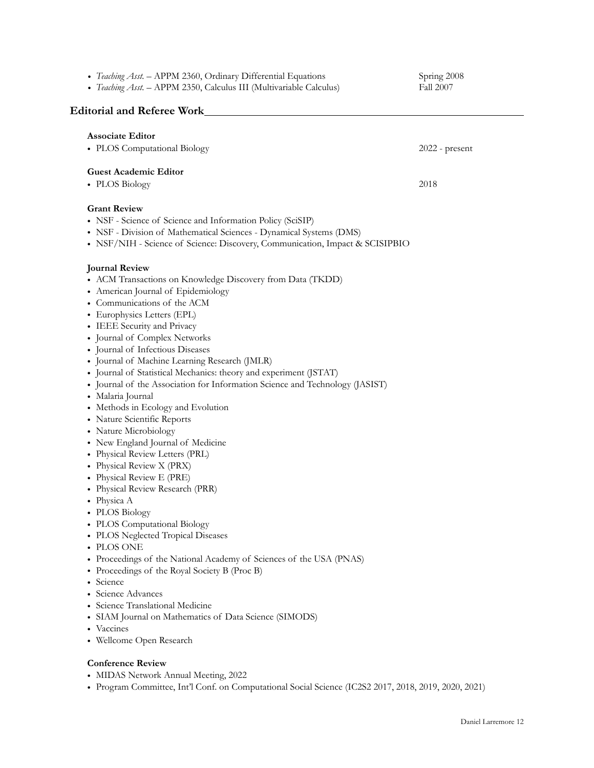- *Teaching Asst.* – APPM 2360, Ordinary Differential Equations Spring 2008
- *Teaching Asst.* – APPM 2350, Calculus III (Multivariable Calculus) Fall 2007

## Editorial and Referee Work

**Associate Editor**

- PLOS Computational Biology 2022 - present

**Guest Academic Editor**

- PLOS Biology 2018

**Grant Review**

- NSF - Science of Science and Information Policy (SciSIP)
- NSF - Division of Mathematical Sciences - Dynamical Systems (DMS)
- NSF/NIH - Science of Science: Discovery, Communication, Impact & SCISIPBIO

**Journal Review**

- ACM Transactions on Knowledge Discovery from Data (TKDD)
- American Journal of Epidemiology
- Communications of the ACM
- Europhysics Letters (EPL)
- IEEE Security and Privacy
- Journal of Complex Networks
- Journal of Infectious Diseases
- Journal of Machine Learning Research (JMLR)
- Journal of Statistical Mechanics: theory and experiment (JSTAT)
- Journal of the Association for Information Science and Technology (JASIST)
- Malaria Journal
- Methods in Ecology and Evolution
- Nature Scientific Reports
- Nature Microbiology
- New England Journal of Medicine
- Physical Review Letters (PRL)
- Physical Review X (PRX)
- Physical Review E (PRE)
- Physical Review Research (PRR)
- Physica A
- PLOS Biology
- PLOS Computational Biology
- PLOS Neglected Tropical Diseases
- PLOS ONE
- Proceedings of the National Academy of Sciences of the USA (PNAS)
- Proceedings of the Royal Society B (Proc B)
- Science
- Science Advances
- Science Translational Medicine
- SIAM Journal on Mathematics of Data Science (SIMODS)
- Vaccines
- Wellcome Open Research

**Conference Review**

- MIDAS Network Annual Meeting, 2022
- Program Committee, Int'l Conf. on Computational Social Science (IC2S2 2017, 2018, 2019, 2020, 2021)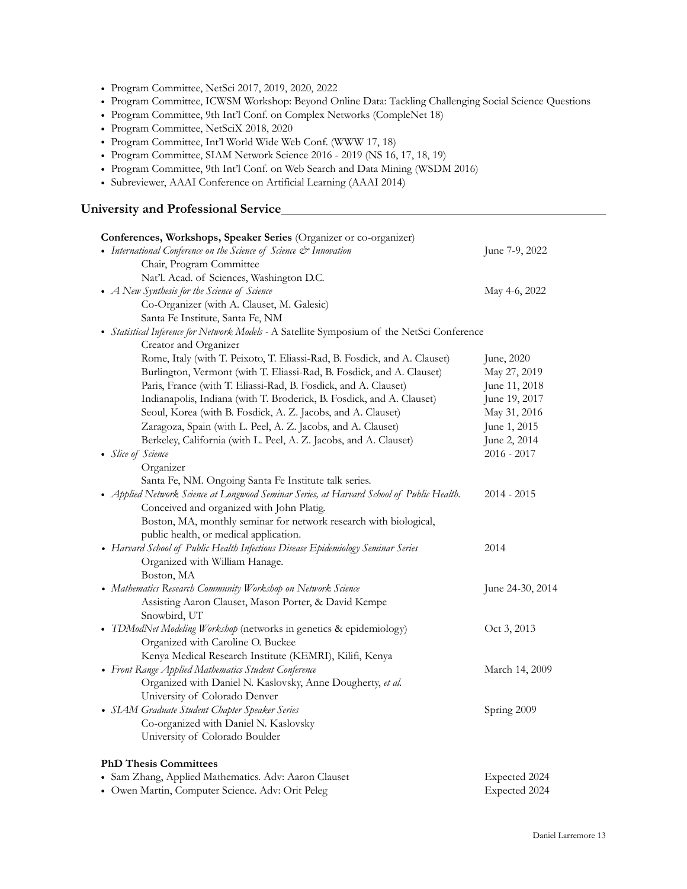- Program Committee, NetSci 2017, 2019, 2020, 2022
- Program Committee, ICWSM Workshop: Beyond Online Data: Tackling Challenging Social Science Questions
- Program Committee, 9th Int'l Conf. on Complex Networks (CompleNet 18)
- Program Committee, NetSciX 2018, 2020
- Program Committee, Int'l World Wide Web Conf. (WWW 17, 18)
- Program Committee, SIAM Network Science 2016 - 2019 (NS 16, 17, 18, 19)
- Program Committee, 9th Int'l Conf. on Web Search and Data Mining (WSDM 2016)
- Subreviewer, AAAI Conference on Artificial Learning (AAAI 2014)

## University and Professional Service

**Conferences, Workshops, Speaker Series** (Organizer or co-organizer)

- *International Conference on the Science of Science & Innovation* — June 7-9, 2022
  Chair, Program Committee
  Nat'l. Acad. of Sciences, Washington D.C.
- *A New Synthesis for the Science of Science* — May 4-6, 2022
  Co-Organizer (with A. Clauset, M. Galesic)
  Santa Fe Institute, Santa Fe, NM
- *Statistical Inference for Network Models* - A Satellite Symposium of the NetSci Conference
  Creator and Organizer
  Rome, Italy (with T. Peixoto, T. Eliassi-Rad, B. Fosdick, and A. Clauset) — June, 2020
  Burlington, Vermont (with T. Eliassi-Rad, B. Fosdick, and A. Clauset) — May 27, 2019
  Paris, France (with T. Eliassi-Rad, B. Fosdick, and A. Clauset) — June 11, 2018
  Indianapolis, Indiana (with T. Broderick, B. Fosdick, and A. Clauset) — June 19, 2017
  Seoul, Korea (with B. Fosdick, A. Z. Jacobs, and A. Clauset) — May 31, 2016
  Zaragoza, Spain (with L. Peel, A. Z. Jacobs, and A. Clauset) — June 1, 2015
  Berkeley, California (with L. Peel, A. Z. Jacobs, and A. Clauset) — June 2, 2014
- *Slice of Science* — 2016 - 2017
  Organizer
  Santa Fe, NM. Ongoing Santa Fe Institute talk series.
- *Applied Network Science at Longwood Seminar Series, at Harvard School of Public Health.* — 2014 - 2015
  Conceived and organized with John Platig.
  Boston, MA, monthly seminar for network research with biological, public health, or medical application.
- *Harvard School of Public Health Infectious Disease Epidemiology Seminar Series* — 2014
  Organized with William Hanage.
  Boston, MA
- *Mathematics Research Community Workshop on Network Science* — June 24-30, 2014
  Assisting Aaron Clauset, Mason Porter, & David Kempe
  Snowbird, UT
- *TDModNet Modeling Workshop* (networks in genetics & epidemiology) — Oct 3, 2013
  Organized with Caroline O. Buckee
  Kenya Medical Research Institute (KEMRI), Kilifi, Kenya
- *Front Range Applied Mathematics Student Conference* — March 14, 2009
  Organized with Daniel N. Kaslovsky, Anne Dougherty, *et al.*
  University of Colorado Denver
- *SIAM Graduate Student Chapter Speaker Series* — Spring 2009
  Co-organized with Daniel N. Kaslovsky
  University of Colorado Boulder

**PhD Thesis Committees**

- Sam Zhang, Applied Mathematics. Adv: Aaron Clauset — Expected 2024
- Owen Martin, Computer Science. Adv: Orit Peleg — Expected 2024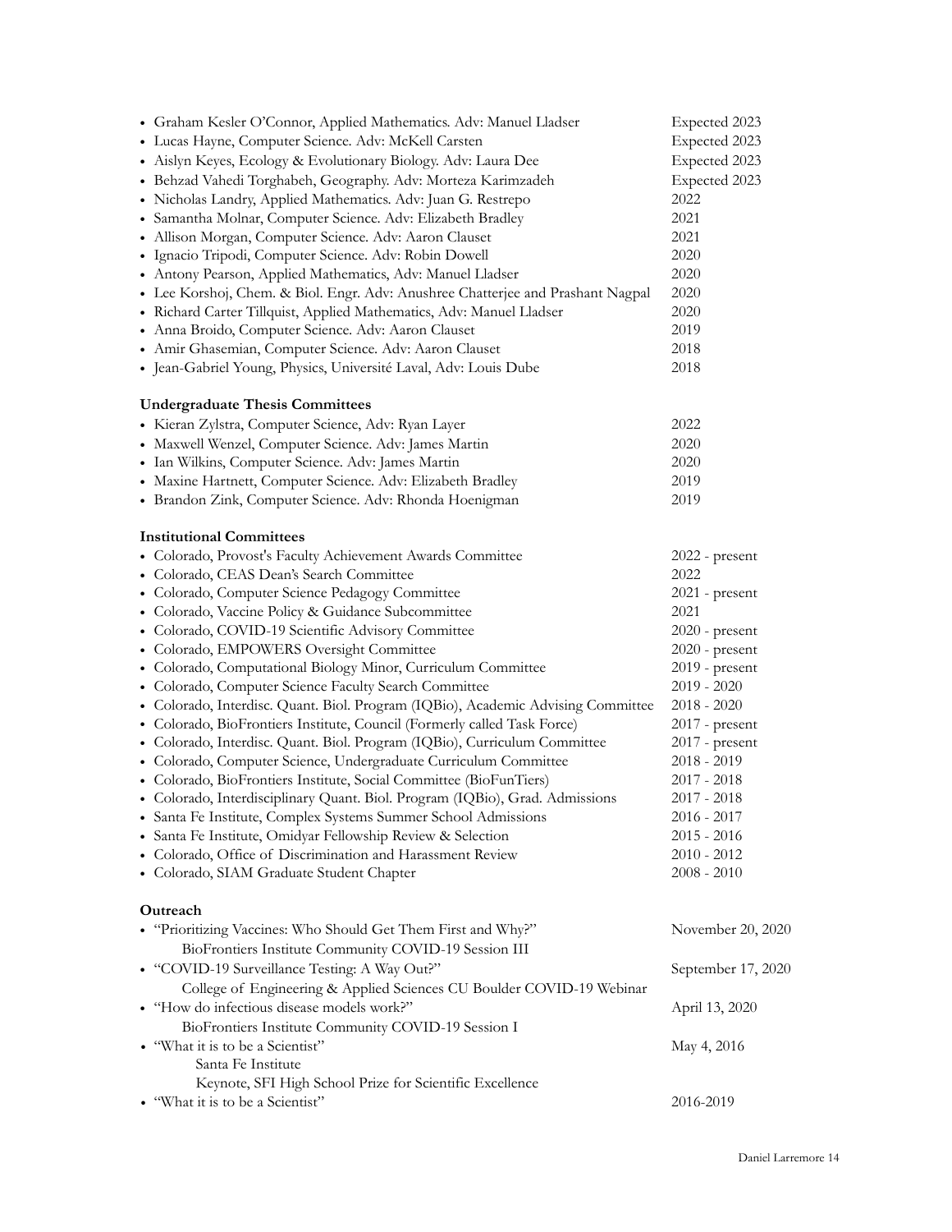- Graham Kesler O'Connor, Applied Mathematics. Adv: Manuel Lladser — Expected 2023
- Lucas Hayne, Computer Science. Adv: McKell Carsten — Expected 2023
- Aislyn Keyes, Ecology & Evolutionary Biology. Adv: Laura Dee — Expected 2023
- Behzad Vahedi Torghabeh, Geography. Adv: Morteza Karimzadeh — Expected 2023
- Nicholas Landry, Applied Mathematics. Adv: Juan G. Restrepo — 2022
- Samantha Molnar, Computer Science. Adv: Elizabeth Bradley — 2021
- Allison Morgan, Computer Science. Adv: Aaron Clauset — 2021
- Ignacio Tripodi, Computer Science. Adv: Robin Dowell — 2020
- Antony Pearson, Applied Mathematics, Adv: Manuel Lladser — 2020
- Lee Korshoj, Chem. & Biol. Engr. Adv: Anushree Chatterjee and Prashant Nagpal — 2020
- Richard Carter Tillquist, Applied Mathematics, Adv: Manuel Lladser — 2020
- Anna Broido, Computer Science. Adv: Aaron Clauset — 2019
- Amir Ghasemian, Computer Science. Adv: Aaron Clauset — 2018
- Jean-Gabriel Young, Physics, Université Laval, Adv: Louis Dube — 2018

**Undergraduate Thesis Committees**

- Kieran Zylstra, Computer Science, Adv: Ryan Layer — 2022
- Maxwell Wenzel, Computer Science. Adv: James Martin — 2020
- Ian Wilkins, Computer Science. Adv: James Martin — 2020
- Maxine Hartnett, Computer Science. Adv: Elizabeth Bradley — 2019
- Brandon Zink, Computer Science. Adv: Rhonda Hoenigman — 2019

**Institutional Committees**

- Colorado, Provost's Faculty Achievement Awards Committee — 2022 - present
- Colorado, CEAS Dean's Search Committee — 2022
- Colorado, Computer Science Pedagogy Committee — 2021 - present
- Colorado, Vaccine Policy & Guidance Subcommittee — 2021
- Colorado, COVID-19 Scientific Advisory Committee — 2020 - present
- Colorado, EMPOWERS Oversight Committee — 2020 - present
- Colorado, Computational Biology Minor, Curriculum Committee — 2019 - present
- Colorado, Computer Science Faculty Search Committee — 2019 - 2020
- Colorado, Interdisc. Quant. Biol. Program (IQBio), Academic Advising Committee — 2018 - 2020
- Colorado, BioFrontiers Institute, Council (Formerly called Task Force) — 2017 - present
- Colorado, Interdisc. Quant. Biol. Program (IQBio), Curriculum Committee — 2017 - present
- Colorado, Computer Science, Undergraduate Curriculum Committee — 2018 - 2019
- Colorado, BioFrontiers Institute, Social Committee (BioFunTiers) — 2017 - 2018
- Colorado, Interdisciplinary Quant. Biol. Program (IQBio), Grad. Admissions — 2017 - 2018
- Santa Fe Institute, Complex Systems Summer School Admissions — 2016 - 2017
- Santa Fe Institute, Omidyar Fellowship Review & Selection — 2015 - 2016
- Colorado, Office of Discrimination and Harassment Review — 2010 - 2012
- Colorado, SIAM Graduate Student Chapter — 2008 - 2010

**Outreach**

- "Prioritizing Vaccines: Who Should Get Them First and Why?" — November 20, 2020
  BioFrontiers Institute Community COVID-19 Session III
- "COVID-19 Surveillance Testing: A Way Out?" — September 17, 2020
  College of Engineering & Applied Sciences CU Boulder COVID-19 Webinar
- "How do infectious disease models work?" — April 13, 2020
  BioFrontiers Institute Community COVID-19 Session I
- "What it is to be a Scientist" — May 4, 2016
  Santa Fe Institute
  Keynote, SFI High School Prize for Scientific Excellence
- "What it is to be a Scientist" — 2016-2019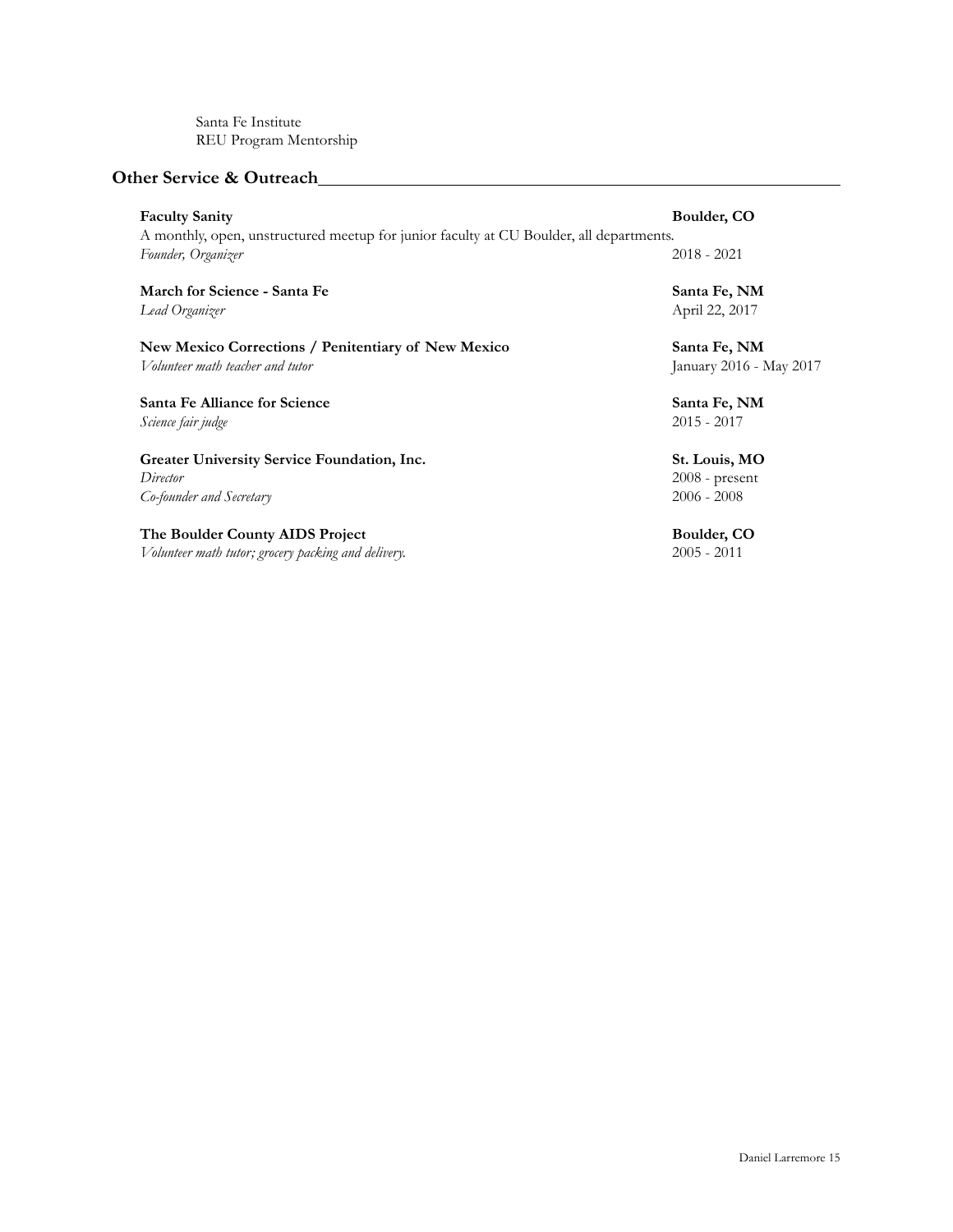Santa Fe Institute
REU Program Mentorship

## Other Service & Outreach

**Faculty Sanity** **Boulder, CO**
A monthly, open, unstructured meetup for junior faculty at CU Boulder, all departments.
*Founder, Organizer* 2018 - 2021

**March for Science - Santa Fe** **Santa Fe, NM**
*Lead Organizer* April 22, 2017

**New Mexico Corrections / Penitentiary of New Mexico** **Santa Fe, NM**
*Volunteer math teacher and tutor* January 2016 - May 2017

**Santa Fe Alliance for Science** **Santa Fe, NM**
*Science fair judge* 2015 - 2017

**Greater University Service Foundation, Inc.** **St. Louis, MO**
*Director* 2008 - present
*Co-founder and Secretary* 2006 - 2008

**The Boulder County AIDS Project** **Boulder, CO**
*Volunteer math tutor; grocery packing and delivery.* 2005 - 2011